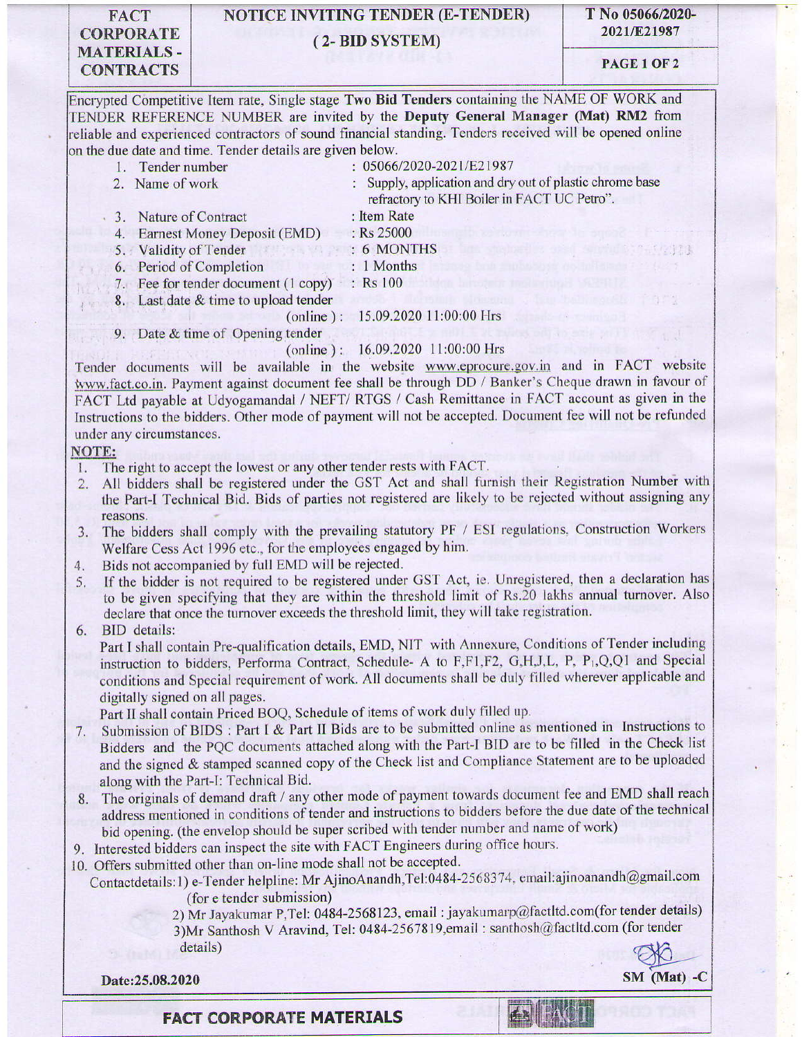| FACT CORPORATE MATERIALS - CONTRACTS | NOTICE INVITING TENDER (E-TENDER) ( 2- BID SYSTEM) | T No 05066/2020-2021/E21987 |
|---|---|---|

Encrypted Competitive Item rate, Single stage **Two Bid Tenders** containing the NAME OF WORK and TENDER REFERENCE NUMBER are invited by the **Deputy General Manager (Mat) RM2** from reliable and experienced contractors of sound financial standing. Tenders received will be opened online on the due date and time. Tender details are given below.

1. Tender number : 05066/2020-2021/E21987
2. Name of work : Supply, application and dry out of plastic chrome base refractory to KHI Boiler in FACT UC Petro".
3. Nature of Contract : Item Rate
4. Earnest Money Deposit (EMD) : Rs 25000
5. Validity of Tender : 6 MONTHS
6. Period of Completion : 1 Months
7. Fee for tender document (1 copy) : Rs 100
8. Last date & time to upload tender (online ) : 15.09.2020 11:00:00 Hrs
9. Date & time of Opening tender (online ) : 16.09.2020 11:00:00 Hrs

Tender documents will be available in the website www.eprocure.gov.in and in FACT website www.fact.co.in. Payment against document fee shall be through DD / Banker's Cheque drawn in favour of FACT Ltd payable at Udyogamandal / NEFT/ RTGS / Cash Remittance in FACT account as given in the Instructions to the bidders. Other mode of payment will not be accepted. Document fee will not be refunded under any circumstances.

**NOTE:**

1. The right to accept the lowest or any other tender rests with FACT.
2. All bidders shall be registered under the GST Act and shall furnish their Registration Number with the Part-I Technical Bid. Bids of parties not registered are likely to be rejected without assigning any reasons.
3. The bidders shall comply with the prevailing statutory PF / ESI regulations. Construction Workers Welfare Cess Act 1996 etc., for the employees engaged by him.
4. Bids not accompanied by full EMD will be rejected.
5. If the bidder is not required to be registered under GST Act, ie. Unregistered, then a declaration has to be given specifying that they are within the threshold limit of Rs.20 lakhs annual turnover. Also declare that once the turnover exceeds the threshold limit, they will take registration.
6. BID details:
   Part I shall contain Pre-qualification details, EMD, NIT with Annexure, Conditions of Tender including instruction to bidders, Performa Contract, Schedule- A to F,F1,F2, G,H,J,L, P, P1,Q,Q1 and Special conditions and Special requirement of work. All documents shall be duly filled wherever applicable and digitally signed on all pages.
   Part II shall contain Priced BOQ, Schedule of items of work duly filled up.
7. Submission of BIDS : Part I & Part II Bids are to be submitted online as mentioned in Instructions to Bidders and the PQC documents attached along with the Part-I BID are to be filled in the Check list and the signed & stamped scanned copy of the Check list and Compliance Statement are to be uploaded along with the Part-I: Technical Bid.
8. The originals of demand draft / any other mode of payment towards document fee and EMD shall reach address mentioned in conditions of tender and instructions to bidders before the due date of the technical bid opening. (the envelop should be super scribed with tender number and name of work)
9. Interested bidders can inspect the site with FACT Engineers during office hours.
10. Offers submitted other than on-line mode shall not be accepted.

Contactdetails: 1) e-Tender helpline: Mr AjinoAnandh,Tel:0484-2568374, email:ajinoanandh@gmail.com (for e tender submission)
2) Mr Jayakumar P,Tel: 0484-2568123, email : jayakumarp@factltd.com(for tender details)
3)Mr Santhosh V Aravind, Tel: 0484-2567819,email : santhosh@factltd.com (for tender details)

Date:25.08.2020

SM (Mat) -C

FACT CORPORATE MATERIALS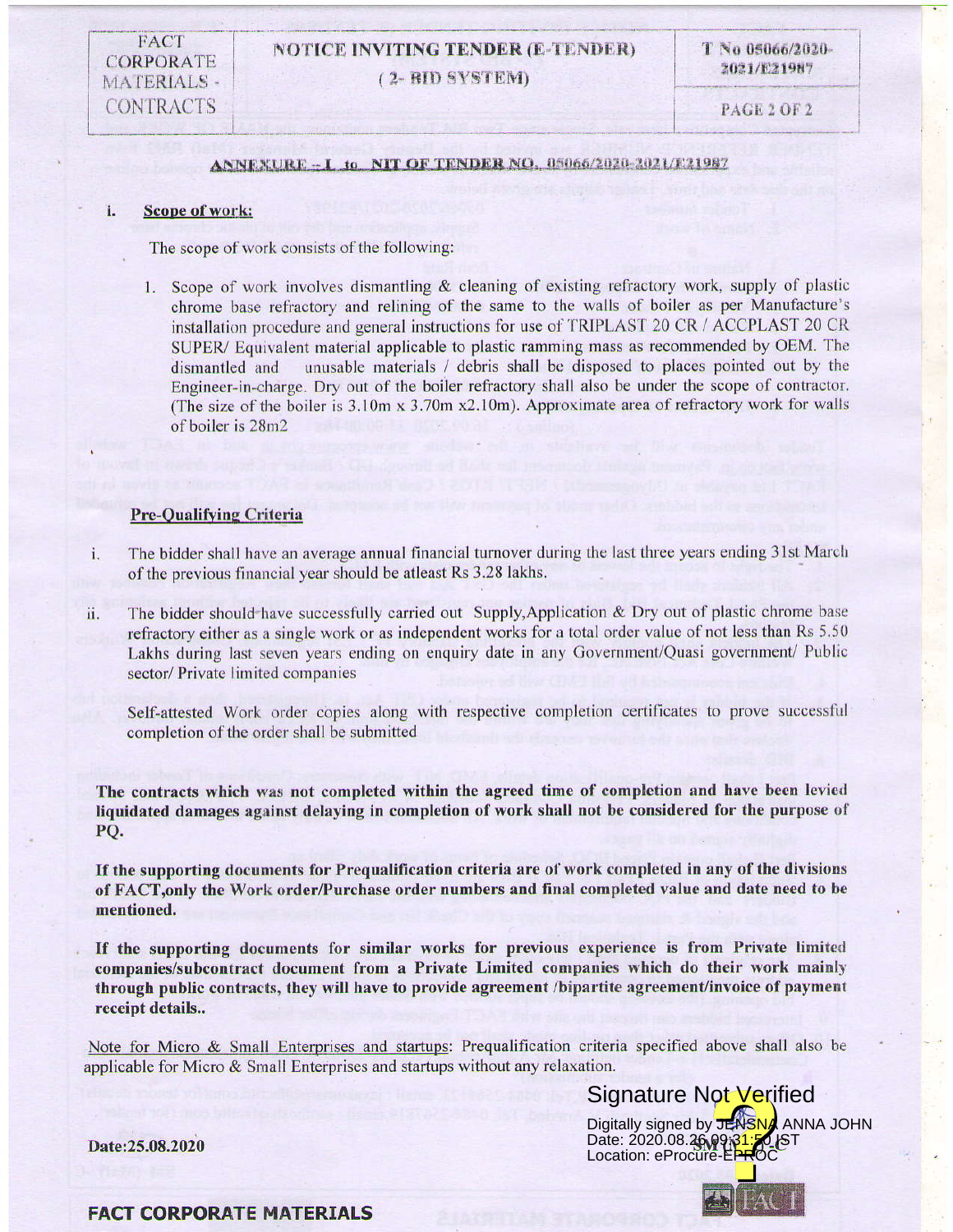| FACT CORPORATE MATERIALS - CONTRACTS | NOTICE INVITING TENDER (E-TENDER) ( 2- BID SYSTEM) | T No 05066/2020-2021/E21987 |
|---|---|---|

## ANNEXURE – I to NIT OF TENDER NO. 05066/2020-2021/E21987

i. **Scope of work:**

The scope of work consists of the following:

1. Scope of work involves dismantling & cleaning of existing refractory work, supply of plastic chrome base refractory and relining of the same to the walls of boiler as per Manufacture's installation procedure and general instructions for use of TRIPLAST 20 CR / ACCPLAST 20 CR SUPER/ Equivalent material applicable to plastic ramming mass as recommended by OEM. The dismantled and unusable materials / debris shall be disposed to places pointed out by the Engineer-in-charge. Dry out of the boiler refractory shall also be under the scope of contractor. (The size of the boiler is 3.10m x 3.70m x2.10m). Approximate area of refractory work for walls of boiler is 28m2

**Pre-Qualifying Criteria**

i. The bidder shall have an average annual financial turnover during the last three years ending 31st March of the previous financial year should be atleast Rs 3.28 lakhs.

ii. The bidder should have successfully carried out Supply,Application & Dry out of plastic chrome base refractory either as a single work or as independent works for a total order value of not less than Rs 5.50 Lakhs during last seven years ending on enquiry date in any Government/Quasi government/ Public sector/ Private limited companies

Self-attested Work order copies along with respective completion certificates to prove successful completion of the order shall be submitted

**The contracts which was not completed within the agreed time of completion and have been levied liquidated damages against delaying in completion of work shall not be considered for the purpose of PQ.**

**If the supporting documents for Prequalification criteria are of work completed in any of the divisions of FACT,only the Work order/Purchase order numbers and final completed value and date need to be mentioned.**

**If the supporting documents for similar works for previous experience is from Private limited companies/subcontract document from a Private Limited companies which do their work mainly through public contracts, they will have to provide agreement /bipartite agreement/invoice of payment receipt details..**

Note for Micro & Small Enterprises and startups: Prequalification criteria specified above shall also be applicable for Micro & Small Enterprises and startups without any relaxation.

Date:25.08.2020

Signature Not Verified
Digitally signed by JENSNA ANNA JOHN
Date: 2020.08.26 09:31:50 IST
Location: eProcure-EPROC

FACT CORPORATE MATERIALS